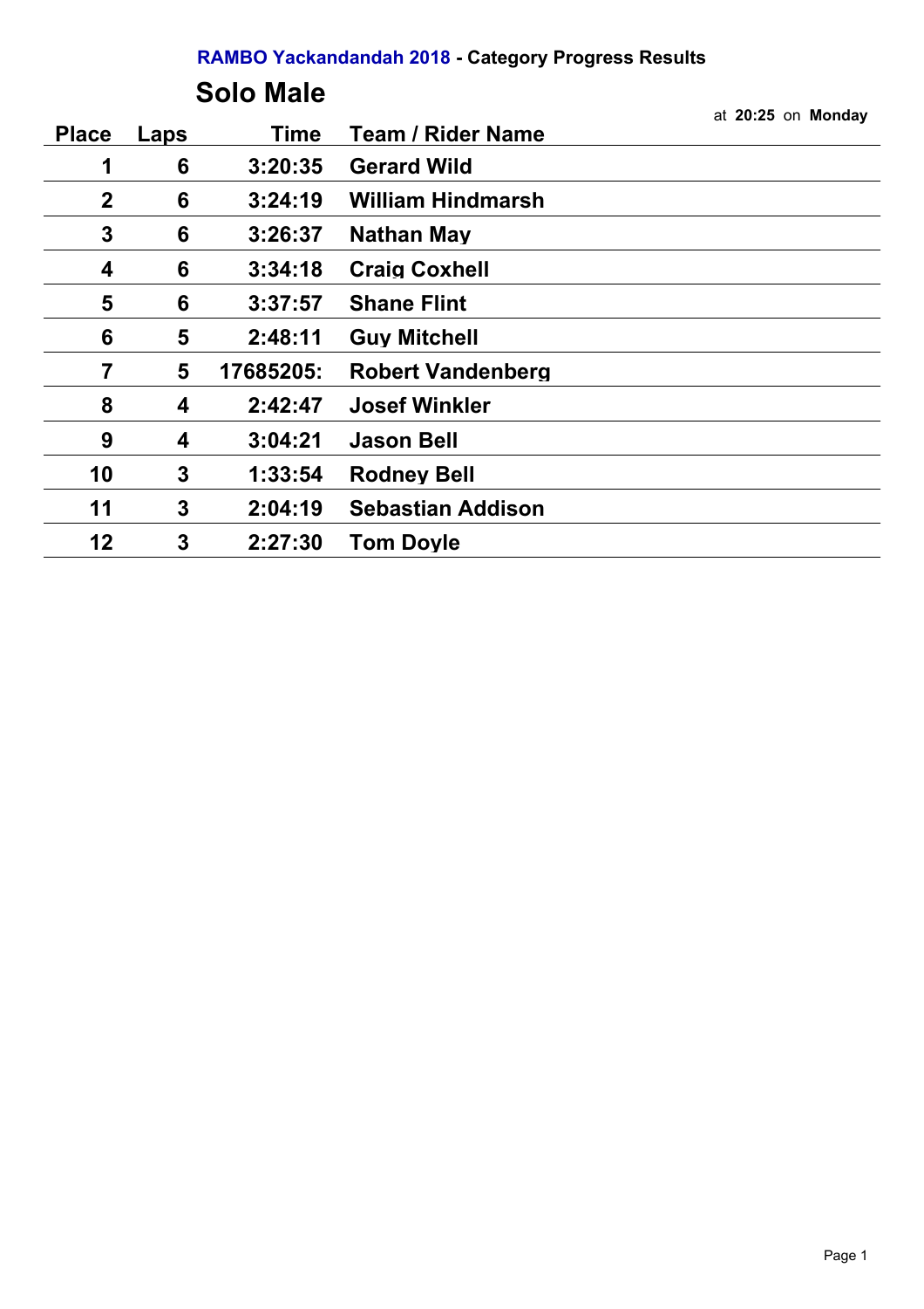**RAMBO Yackandandah 2018 - Category Progress Results**

## Solo Male

at **20:25** on **Monday**

| Place | Laps | Time | Team / Rider Name |
|---|---|---|---|
| 1 | 6 | 3:20:35 | Gerard Wild |
| 2 | 6 | 3:24:19 | William Hindmarsh |
| 3 | 6 | 3:26:37 | Nathan May |
| 4 | 6 | 3:34:18 | Craig Coxhell |
| 5 | 6 | 3:37:57 | Shane Flint |
| 6 | 5 | 2:48:11 | Guy Mitchell |
| 7 | 5 | 17685205: | Robert Vandenberg |
| 8 | 4 | 2:42:47 | Josef Winkler |
| 9 | 4 | 3:04:21 | Jason Bell |
| 10 | 3 | 1:33:54 | Rodney Bell |
| 11 | 3 | 2:04:19 | Sebastian Addison |
| 12 | 3 | 2:27:30 | Tom Doyle |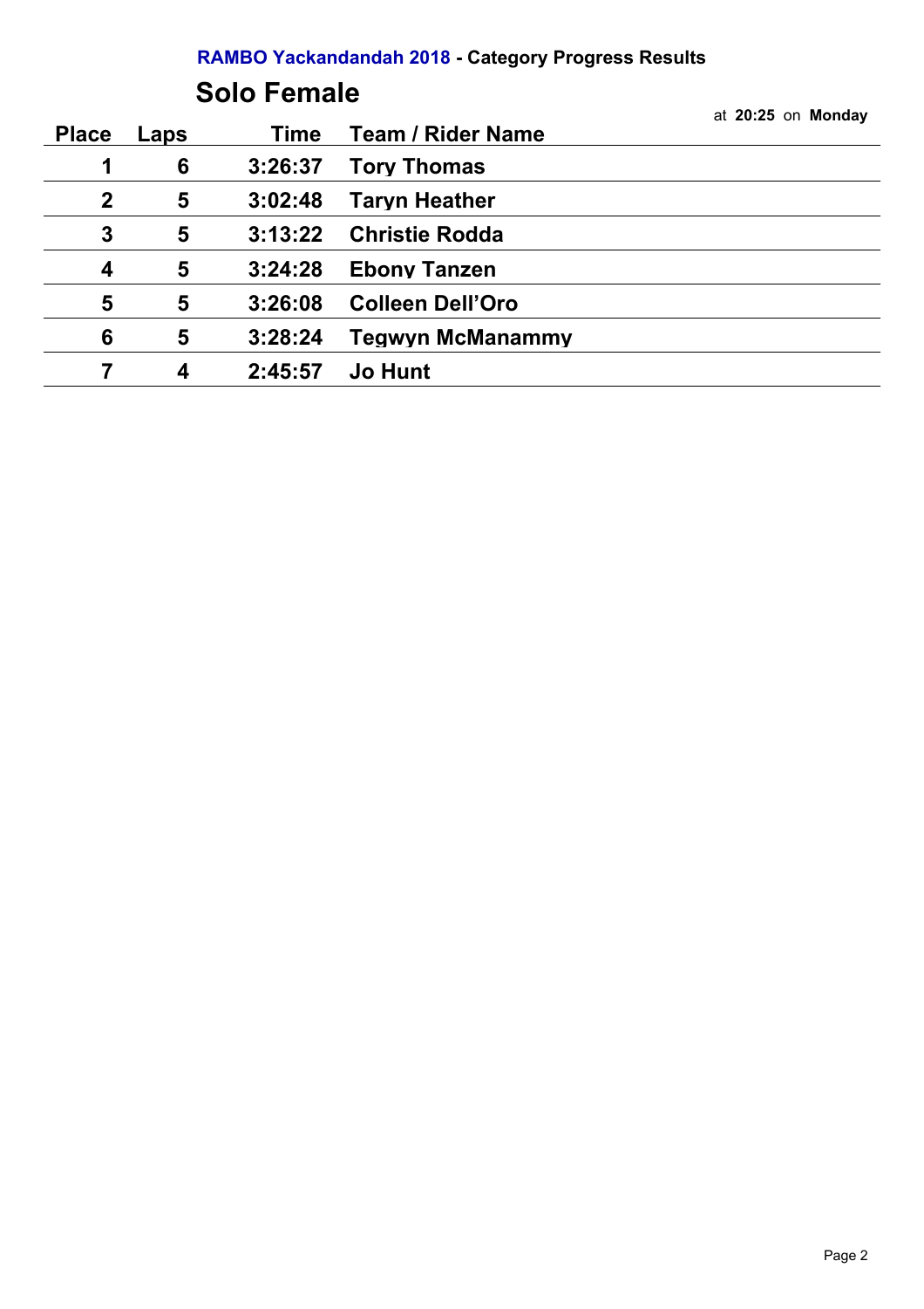**RAMBO Yackandandah 2018 - Category Progress Results**

## Solo Female

at **20:25** on **Monday**

| Place | Laps | Time | Team / Rider Name |
|---|---|---|---|
| 1 | 6 | 3:26:37 | Tory Thomas |
| 2 | 5 | 3:02:48 | Taryn Heather |
| 3 | 5 | 3:13:22 | Christie Rodda |
| 4 | 5 | 3:24:28 | Ebony Tanzen |
| 5 | 5 | 3:26:08 | Colleen Dell'Oro |
| 6 | 5 | 3:28:24 | Tegwyn McManammy |
| 7 | 4 | 2:45:57 | Jo Hunt |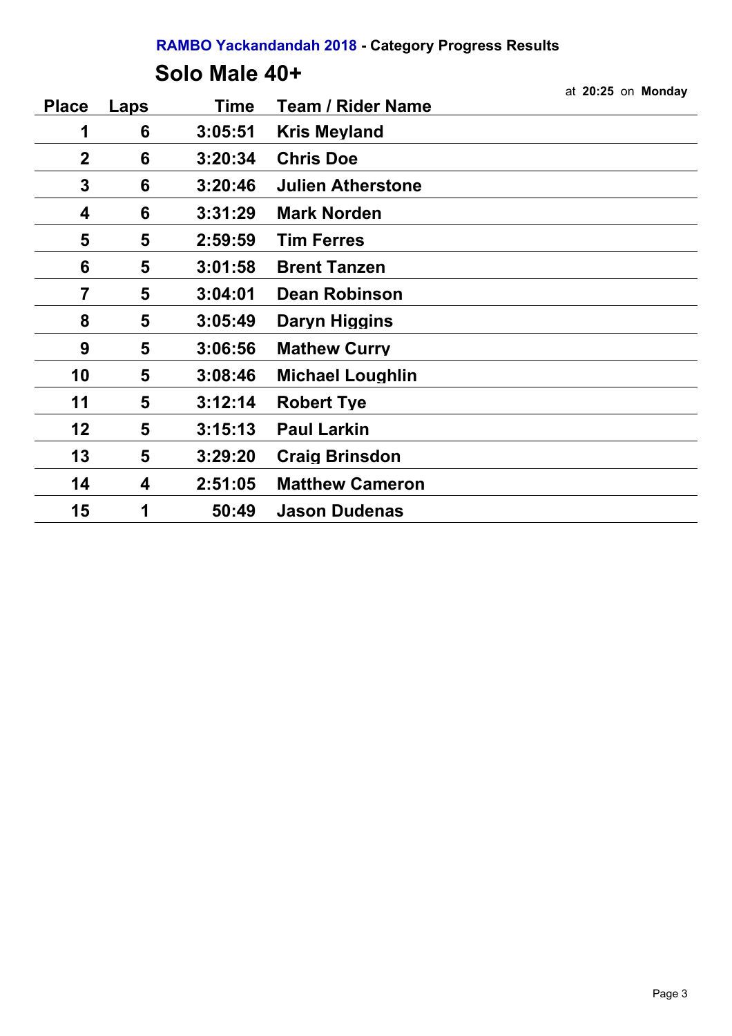**RAMBO Yackandandah 2018 - Category Progress Results**

## Solo Male 40+

at **20:25** on **Monday**

| Place | Laps | Time | Team / Rider Name |
|---|---|---|---|
| 1 | 6 | 3:05:51 | Kris Meyland |
| 2 | 6 | 3:20:34 | Chris Doe |
| 3 | 6 | 3:20:46 | Julien Atherstone |
| 4 | 6 | 3:31:29 | Mark Norden |
| 5 | 5 | 2:59:59 | Tim Ferres |
| 6 | 5 | 3:01:58 | Brent Tanzen |
| 7 | 5 | 3:04:01 | Dean Robinson |
| 8 | 5 | 3:05:49 | Daryn Higgins |
| 9 | 5 | 3:06:56 | Mathew Curry |
| 10 | 5 | 3:08:46 | Michael Loughlin |
| 11 | 5 | 3:12:14 | Robert Tye |
| 12 | 5 | 3:15:13 | Paul Larkin |
| 13 | 5 | 3:29:20 | Craig Brinsdon |
| 14 | 4 | 2:51:05 | Matthew Cameron |
| 15 | 1 | 50:49 | Jason Dudenas |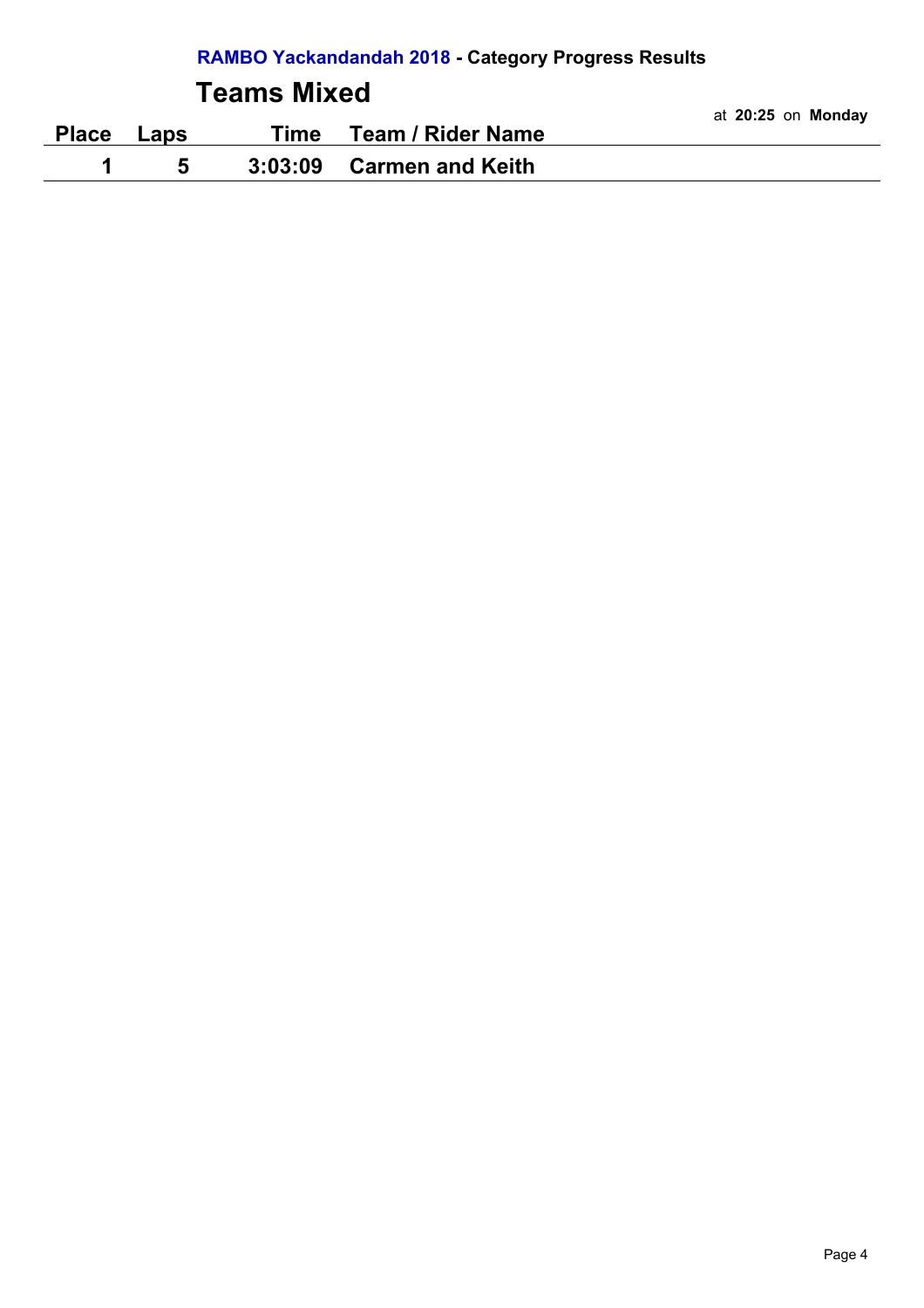**RAMBO Yackandandah 2018 - Category Progress Results**

# Teams Mixed

at **20:25** on **Monday**

| Place | Laps | Time | Team / Rider Name |
|---|---|---|---|
| 1 | 5 | 3:03:09 | Carmen and Keith |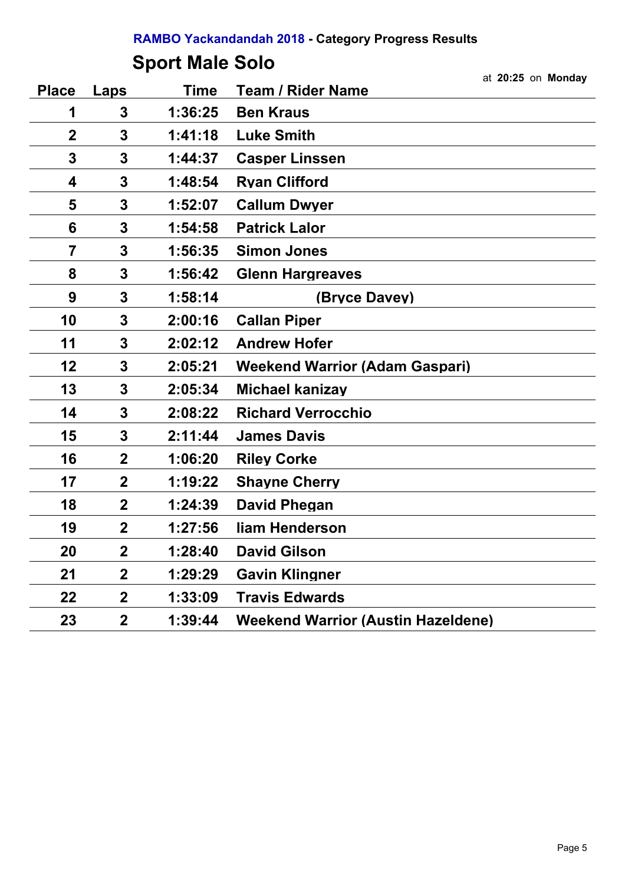**RAMBO Yackandandah 2018 - Category Progress Results**

## Sport Male Solo

at **20:25** on **Monday**

| Place | Laps | Time | Team / Rider Name |
|---|---|---|---|
| 1 | 3 | 1:36:25 | Ben Kraus |
| 2 | 3 | 1:41:18 | Luke Smith |
| 3 | 3 | 1:44:37 | Casper Linssen |
| 4 | 3 | 1:48:54 | Ryan Clifford |
| 5 | 3 | 1:52:07 | Callum Dwyer |
| 6 | 3 | 1:54:58 | Patrick Lalor |
| 7 | 3 | 1:56:35 | Simon Jones |
| 8 | 3 | 1:56:42 | Glenn Hargreaves |
| 9 | 3 | 1:58:14 | (Bryce Davey) |
| 10 | 3 | 2:00:16 | Callan Piper |
| 11 | 3 | 2:02:12 | Andrew Hofer |
| 12 | 3 | 2:05:21 | Weekend Warrior (Adam Gaspari) |
| 13 | 3 | 2:05:34 | Michael kanizay |
| 14 | 3 | 2:08:22 | Richard Verrocchio |
| 15 | 3 | 2:11:44 | James Davis |
| 16 | 2 | 1:06:20 | Riley Corke |
| 17 | 2 | 1:19:22 | Shayne Cherry |
| 18 | 2 | 1:24:39 | David Phegan |
| 19 | 2 | 1:27:56 | liam Henderson |
| 20 | 2 | 1:28:40 | David Gilson |
| 21 | 2 | 1:29:29 | Gavin Klingner |
| 22 | 2 | 1:33:09 | Travis Edwards |
| 23 | 2 | 1:39:44 | Weekend Warrior (Austin Hazeldene) |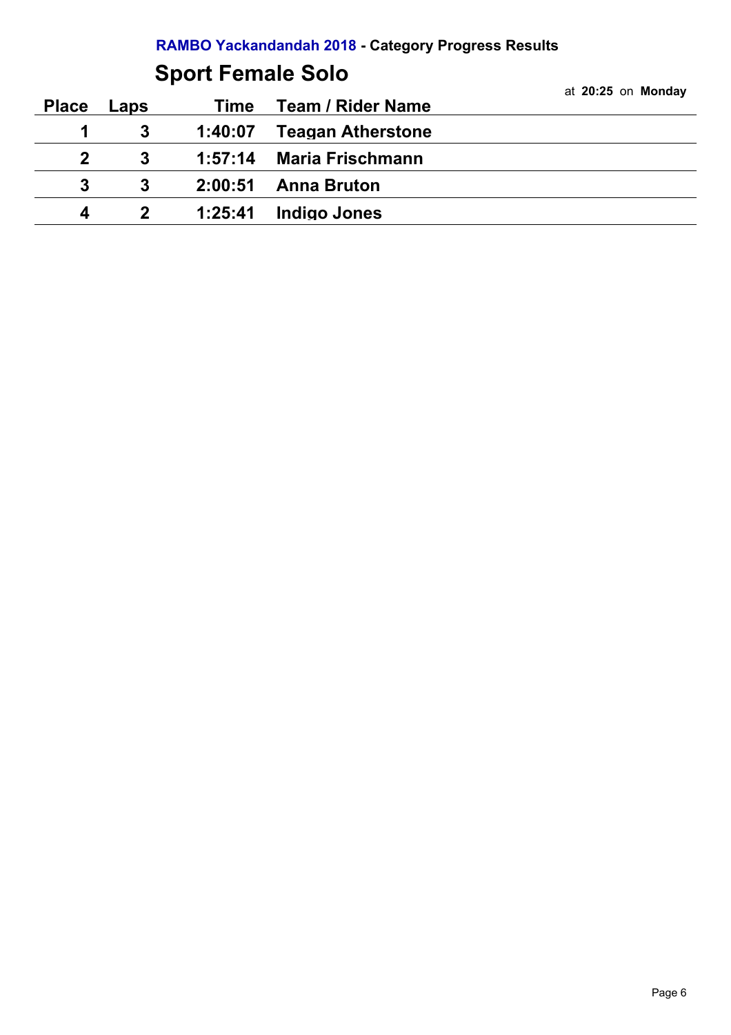**RAMBO Yackandandah 2018 - Category Progress Results**

## Sport Female Solo

at **20:25** on **Monday**

| Place | Laps | Time | Team / Rider Name |
|---|---|---|---|
| 1 | 3 | 1:40:07 | Teagan Atherstone |
| 2 | 3 | 1:57:14 | Maria Frischmann |
| 3 | 3 | 2:00:51 | Anna Bruton |
| 4 | 2 | 1:25:41 | Indigo Jones |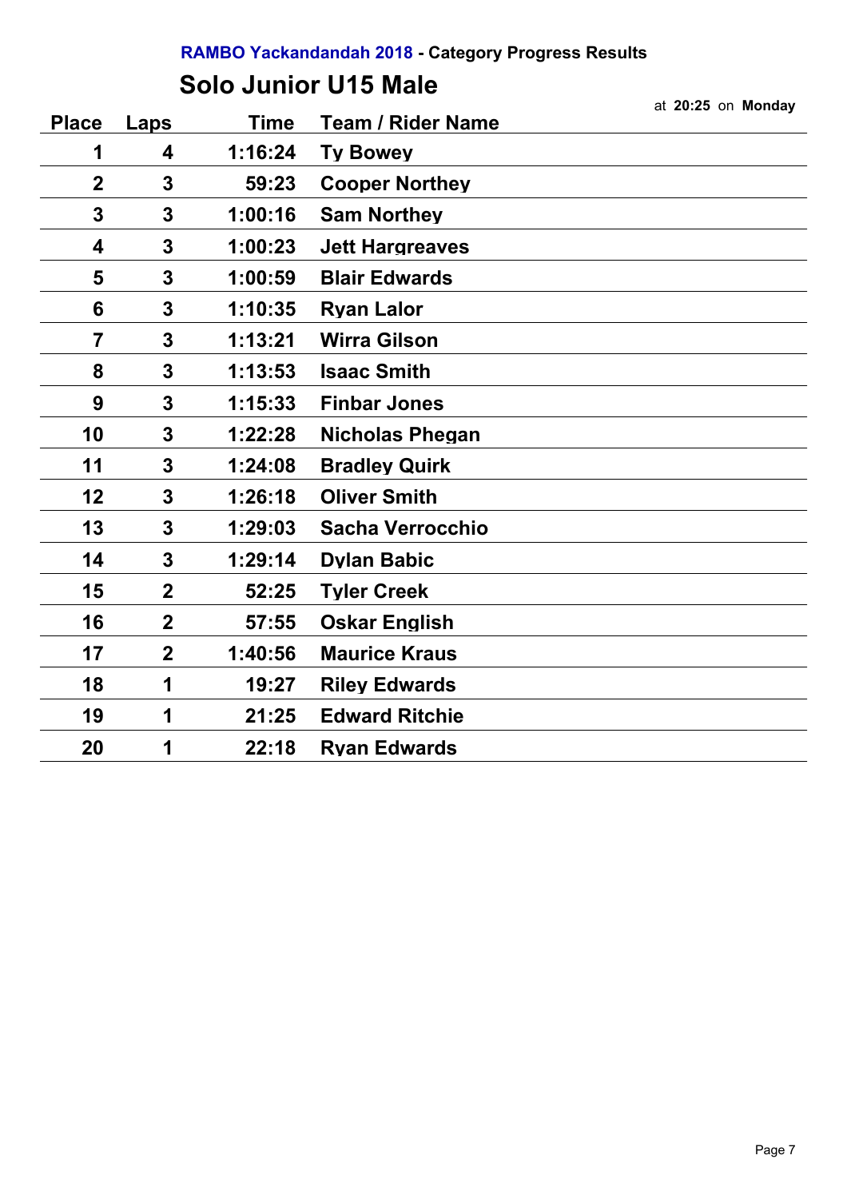RAMBO Yackandandah 2018 - Category Progress Results

## Solo Junior U15 Male

at **20:25** on **Monday**

| Place | Laps | Time | Team / Rider Name |
|---|---|---|---|
| 1 | 4 | 1:16:24 | Ty Bowey |
| 2 | 3 | 59:23 | Cooper Northey |
| 3 | 3 | 1:00:16 | Sam Northey |
| 4 | 3 | 1:00:23 | Jett Hargreaves |
| 5 | 3 | 1:00:59 | Blair Edwards |
| 6 | 3 | 1:10:35 | Ryan Lalor |
| 7 | 3 | 1:13:21 | Wirra Gilson |
| 8 | 3 | 1:13:53 | Isaac Smith |
| 9 | 3 | 1:15:33 | Finbar Jones |
| 10 | 3 | 1:22:28 | Nicholas Phegan |
| 11 | 3 | 1:24:08 | Bradley Quirk |
| 12 | 3 | 1:26:18 | Oliver Smith |
| 13 | 3 | 1:29:03 | Sacha Verrocchio |
| 14 | 3 | 1:29:14 | Dylan Babic |
| 15 | 2 | 52:25 | Tyler Creek |
| 16 | 2 | 57:55 | Oskar English |
| 17 | 2 | 1:40:56 | Maurice Kraus |
| 18 | 1 | 19:27 | Riley Edwards |
| 19 | 1 | 21:25 | Edward Ritchie |
| 20 | 1 | 22:18 | Ryan Edwards |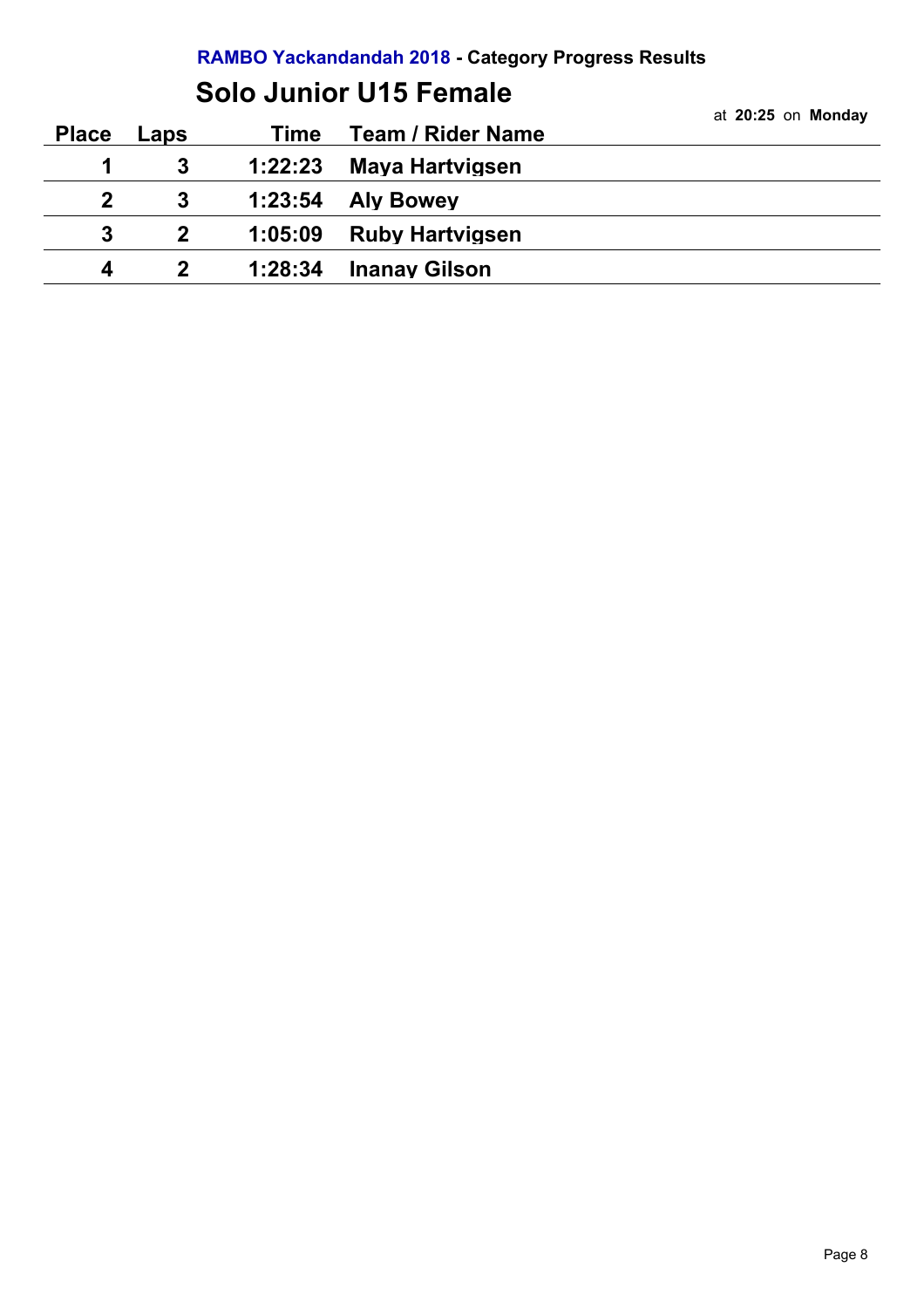**RAMBO Yackandandah 2018 - Category Progress Results**

# Solo Junior U15 Female

at **20:25** on **Monday**

| Place | Laps | Time | Team / Rider Name |
|---|---|---|---|
| 1 | 3 | 1:22:23 | Maya Hartvigsen |
| 2 | 3 | 1:23:54 | Aly Bowey |
| 3 | 2 | 1:05:09 | Ruby Hartvigsen |
| 4 | 2 | 1:28:34 | Inanay Gilson |